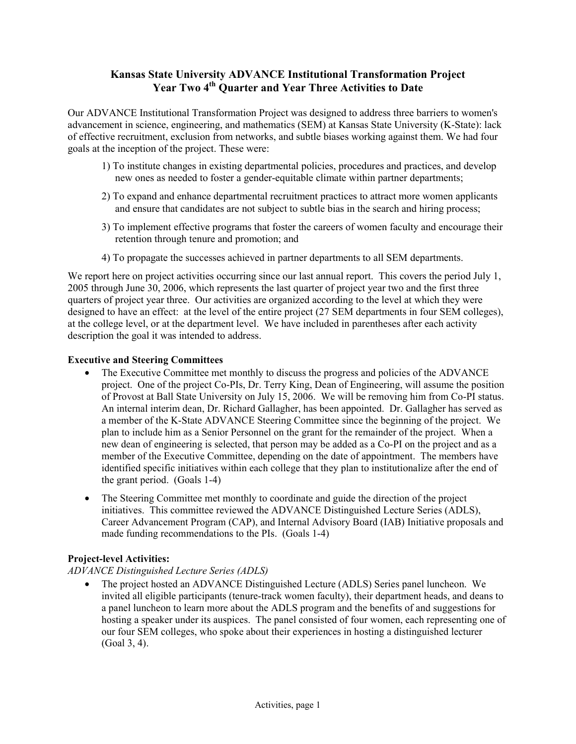# Kansas State University ADVANCE Institutional Transformation Project
## Year Two 4th Quarter and Year Three Activities to Date

Our ADVANCE Institutional Transformation Project was designed to address three barriers to women's advancement in science, engineering, and mathematics (SEM) at Kansas State University (K-State): lack of effective recruitment, exclusion from networks, and subtle biases working against them. We had four goals at the inception of the project. These were:

1) To institute changes in existing departmental policies, procedures and practices, and develop new ones as needed to foster a gender-equitable climate within partner departments;

2) To expand and enhance departmental recruitment practices to attract more women applicants and ensure that candidates are not subject to subtle bias in the search and hiring process;

3) To implement effective programs that foster the careers of women faculty and encourage their retention through tenure and promotion; and

4) To propagate the successes achieved in partner departments to all SEM departments.

We report here on project activities occurring since our last annual report. This covers the period July 1, 2005 through June 30, 2006, which represents the last quarter of project year two and the first three quarters of project year three. Our activities are organized according to the level at which they were designed to have an effect: at the level of the entire project (27 SEM departments in four SEM colleges), at the college level, or at the department level. We have included in parentheses after each activity description the goal it was intended to address.

**Executive and Steering Committees**

- The Executive Committee met monthly to discuss the progress and policies of the ADVANCE project. One of the project Co-PIs, Dr. Terry King, Dean of Engineering, will assume the position of Provost at Ball State University on July 15, 2006. We will be removing him from Co-PI status. An internal interim dean, Dr. Richard Gallagher, has been appointed. Dr. Gallagher has served as a member of the K-State ADVANCE Steering Committee since the beginning of the project. We plan to include him as a Senior Personnel on the grant for the remainder of the project. When a new dean of engineering is selected, that person may be added as a Co-PI on the project and as a member of the Executive Committee, depending on the date of appointment. The members have identified specific initiatives within each college that they plan to institutionalize after the end of the grant period. (Goals 1-4)

- The Steering Committee met monthly to coordinate and guide the direction of the project initiatives. This committee reviewed the ADVANCE Distinguished Lecture Series (ADLS), Career Advancement Program (CAP), and Internal Advisory Board (IAB) Initiative proposals and made funding recommendations to the PIs. (Goals 1-4)

**Project-level Activities:**

*ADVANCE Distinguished Lecture Series (ADLS)*

- The project hosted an ADVANCE Distinguished Lecture (ADLS) Series panel luncheon. We invited all eligible participants (tenure-track women faculty), their department heads, and deans to a panel luncheon to learn more about the ADLS program and the benefits of and suggestions for hosting a speaker under its auspices. The panel consisted of four women, each representing one of our four SEM colleges, who spoke about their experiences in hosting a distinguished lecturer (Goal 3, 4).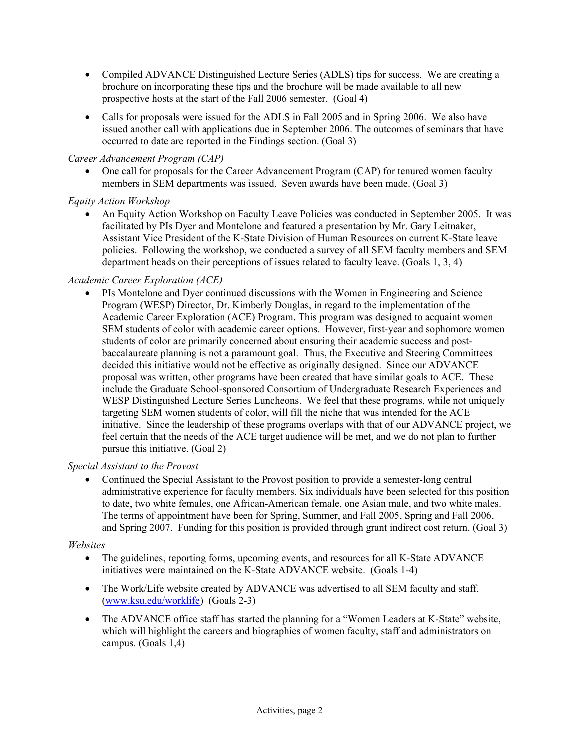- Compiled ADVANCE Distinguished Lecture Series (ADLS) tips for success. We are creating a brochure on incorporating these tips and the brochure will be made available to all new prospective hosts at the start of the Fall 2006 semester. (Goal 4)
- Calls for proposals were issued for the ADLS in Fall 2005 and in Spring 2006. We also have issued another call with applications due in September 2006. The outcomes of seminars that have occurred to date are reported in the Findings section. (Goal 3)

*Career Advancement Program (CAP)*

- One call for proposals for the Career Advancement Program (CAP) for tenured women faculty members in SEM departments was issued. Seven awards have been made. (Goal 3)

*Equity Action Workshop*

- An Equity Action Workshop on Faculty Leave Policies was conducted in September 2005. It was facilitated by PIs Dyer and Montelone and featured a presentation by Mr. Gary Leitnaker, Assistant Vice President of the K-State Division of Human Resources on current K-State leave policies. Following the workshop, we conducted a survey of all SEM faculty members and SEM department heads on their perceptions of issues related to faculty leave. (Goals 1, 3, 4)

*Academic Career Exploration (ACE)*

- PIs Montelone and Dyer continued discussions with the Women in Engineering and Science Program (WESP) Director, Dr. Kimberly Douglas, in regard to the implementation of the Academic Career Exploration (ACE) Program. This program was designed to acquaint women SEM students of color with academic career options. However, first-year and sophomore women students of color are primarily concerned about ensuring their academic success and post-baccalaureate planning is not a paramount goal. Thus, the Executive and Steering Committees decided this initiative would not be effective as originally designed. Since our ADVANCE proposal was written, other programs have been created that have similar goals to ACE. These include the Graduate School-sponsored Consortium of Undergraduate Research Experiences and WESP Distinguished Lecture Series Luncheons. We feel that these programs, while not uniquely targeting SEM women students of color, will fill the niche that was intended for the ACE initiative. Since the leadership of these programs overlaps with that of our ADVANCE project, we feel certain that the needs of the ACE target audience will be met, and we do not plan to further pursue this initiative. (Goal 2)

*Special Assistant to the Provost*

- Continued the Special Assistant to the Provost position to provide a semester-long central administrative experience for faculty members. Six individuals have been selected for this position to date, two white females, one African-American female, one Asian male, and two white males. The terms of appointment have been for Spring, Summer, and Fall 2005, Spring and Fall 2006, and Spring 2007. Funding for this position is provided through grant indirect cost return. (Goal 3)

*Websites*

- The guidelines, reporting forms, upcoming events, and resources for all K-State ADVANCE initiatives were maintained on the K-State ADVANCE website. (Goals 1-4)
- The Work/Life website created by ADVANCE was advertised to all SEM faculty and staff. (www.ksu.edu/worklife) (Goals 2-3)
- The ADVANCE office staff has started the planning for a "Women Leaders at K-State" website, which will highlight the careers and biographies of women faculty, staff and administrators on campus. (Goals 1,4)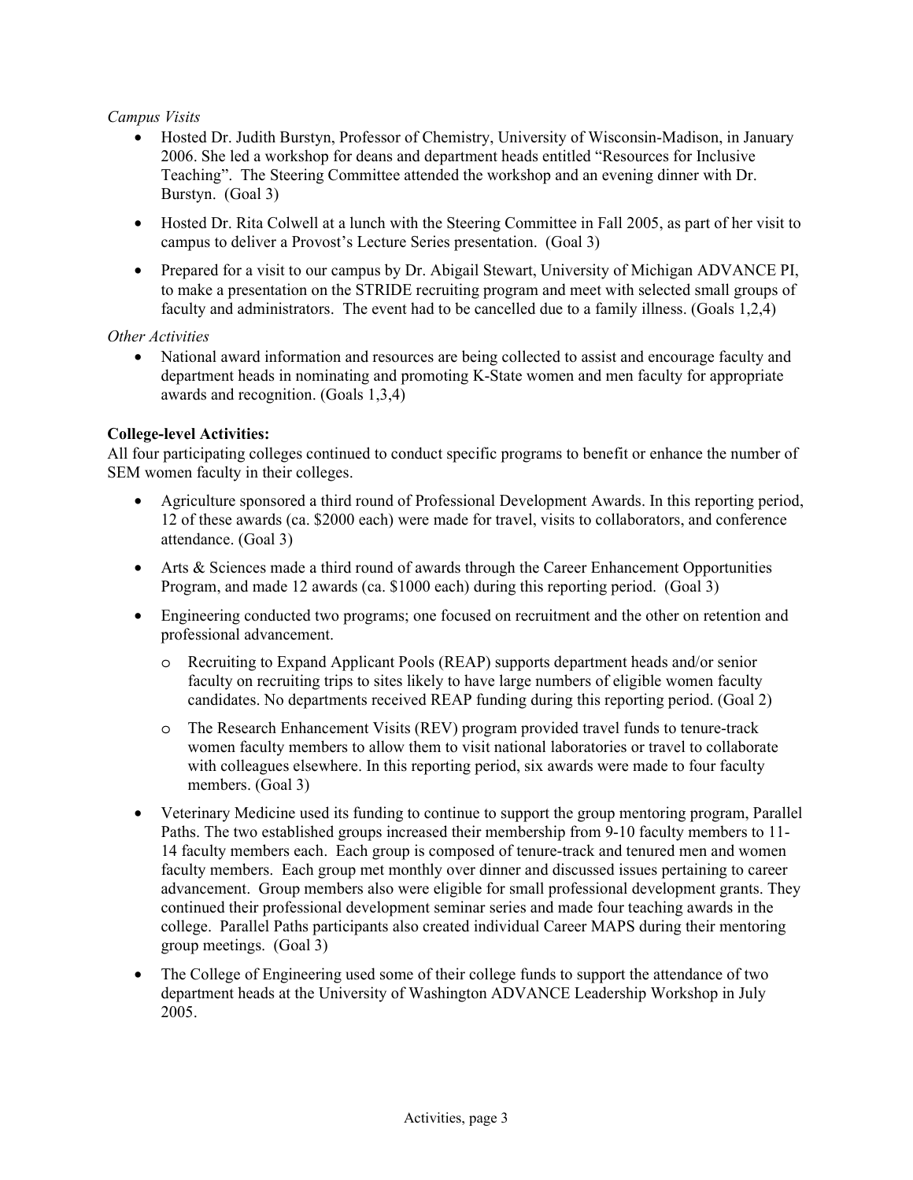*Campus Visits*

- Hosted Dr. Judith Burstyn, Professor of Chemistry, University of Wisconsin-Madison, in January 2006. She led a workshop for deans and department heads entitled "Resources for Inclusive Teaching". The Steering Committee attended the workshop and an evening dinner with Dr. Burstyn. (Goal 3)
- Hosted Dr. Rita Colwell at a lunch with the Steering Committee in Fall 2005, as part of her visit to campus to deliver a Provost's Lecture Series presentation. (Goal 3)
- Prepared for a visit to our campus by Dr. Abigail Stewart, University of Michigan ADVANCE PI, to make a presentation on the STRIDE recruiting program and meet with selected small groups of faculty and administrators. The event had to be cancelled due to a family illness. (Goals 1,2,4)

*Other Activities*

- National award information and resources are being collected to assist and encourage faculty and department heads in nominating and promoting K-State women and men faculty for appropriate awards and recognition. (Goals 1,3,4)

**College-level Activities:**

All four participating colleges continued to conduct specific programs to benefit or enhance the number of SEM women faculty in their colleges.

- Agriculture sponsored a third round of Professional Development Awards. In this reporting period, 12 of these awards (ca. $2000 each) were made for travel, visits to collaborators, and conference attendance. (Goal 3)
- Arts & Sciences made a third round of awards through the Career Enhancement Opportunities Program, and made 12 awards (ca. $1000 each) during this reporting period. (Goal 3)
- Engineering conducted two programs; one focused on recruitment and the other on retention and professional advancement.
  - Recruiting to Expand Applicant Pools (REAP) supports department heads and/or senior faculty on recruiting trips to sites likely to have large numbers of eligible women faculty candidates. No departments received REAP funding during this reporting period. (Goal 2)
  - The Research Enhancement Visits (REV) program provided travel funds to tenure-track women faculty members to allow them to visit national laboratories or travel to collaborate with colleagues elsewhere. In this reporting period, six awards were made to four faculty members. (Goal 3)
- Veterinary Medicine used its funding to continue to support the group mentoring program, Parallel Paths. The two established groups increased their membership from 9-10 faculty members to 11-14 faculty members each. Each group is composed of tenure-track and tenured men and women faculty members. Each group met monthly over dinner and discussed issues pertaining to career advancement. Group members also were eligible for small professional development grants. They continued their professional development seminar series and made four teaching awards in the college. Parallel Paths participants also created individual Career MAPS during their mentoring group meetings. (Goal 3)
- The College of Engineering used some of their college funds to support the attendance of two department heads at the University of Washington ADVANCE Leadership Workshop in July 2005.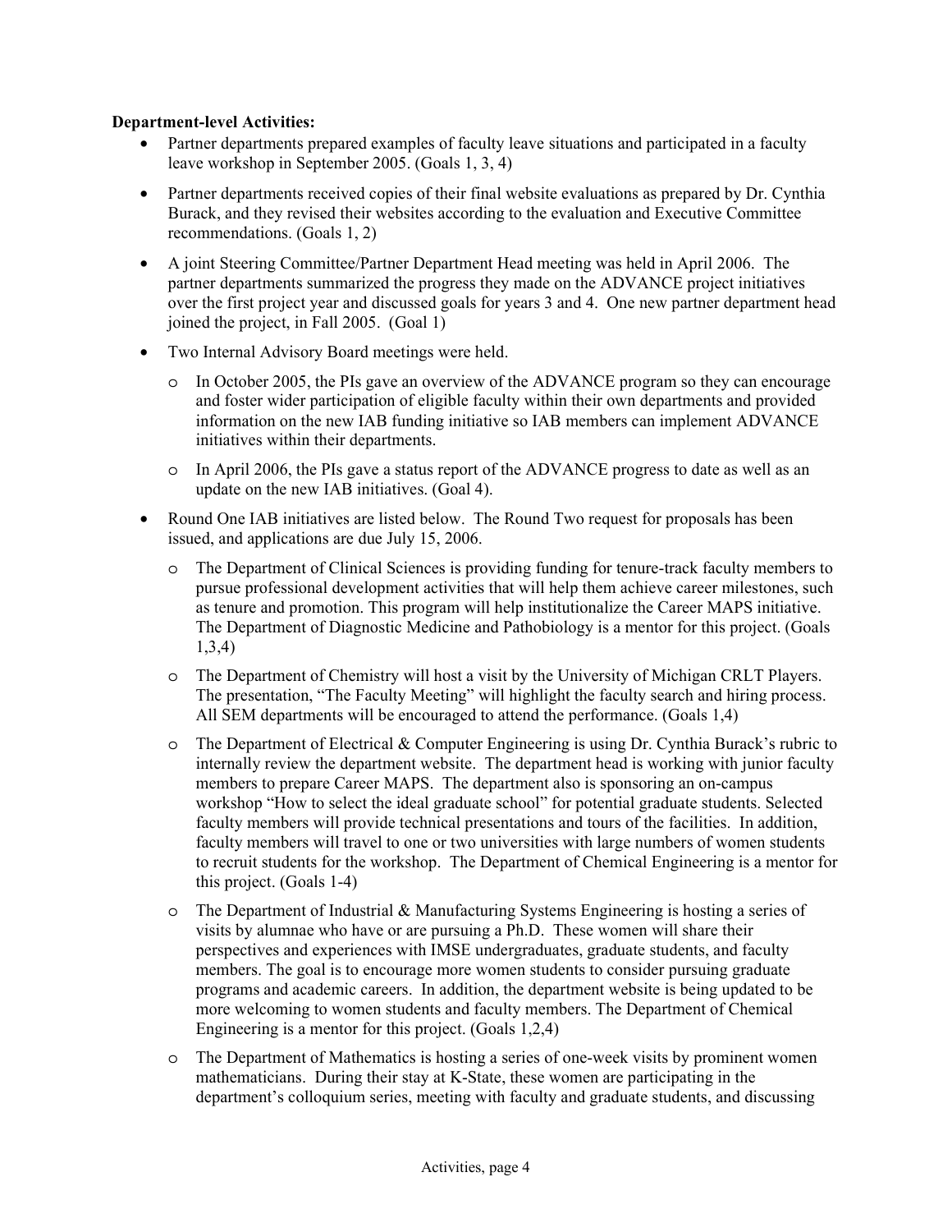**Department-level Activities:**

- Partner departments prepared examples of faculty leave situations and participated in a faculty leave workshop in September 2005. (Goals 1, 3, 4)
- Partner departments received copies of their final website evaluations as prepared by Dr. Cynthia Burack, and they revised their websites according to the evaluation and Executive Committee recommendations. (Goals 1, 2)
- A joint Steering Committee/Partner Department Head meeting was held in April 2006. The partner departments summarized the progress they made on the ADVANCE project initiatives over the first project year and discussed goals for years 3 and 4. One new partner department head joined the project, in Fall 2005. (Goal 1)
- Two Internal Advisory Board meetings were held.
  - In October 2005, the PIs gave an overview of the ADVANCE program so they can encourage and foster wider participation of eligible faculty within their own departments and provided information on the new IAB funding initiative so IAB members can implement ADVANCE initiatives within their departments.
  - In April 2006, the PIs gave a status report of the ADVANCE progress to date as well as an update on the new IAB initiatives. (Goal 4).
- Round One IAB initiatives are listed below. The Round Two request for proposals has been issued, and applications are due July 15, 2006.
  - The Department of Clinical Sciences is providing funding for tenure-track faculty members to pursue professional development activities that will help them achieve career milestones, such as tenure and promotion. This program will help institutionalize the Career MAPS initiative. The Department of Diagnostic Medicine and Pathobiology is a mentor for this project. (Goals 1,3,4)
  - The Department of Chemistry will host a visit by the University of Michigan CRLT Players. The presentation, "The Faculty Meeting" will highlight the faculty search and hiring process. All SEM departments will be encouraged to attend the performance. (Goals 1,4)
  - The Department of Electrical & Computer Engineering is using Dr. Cynthia Burack's rubric to internally review the department website. The department head is working with junior faculty members to prepare Career MAPS. The department also is sponsoring an on-campus workshop "How to select the ideal graduate school" for potential graduate students. Selected faculty members will provide technical presentations and tours of the facilities. In addition, faculty members will travel to one or two universities with large numbers of women students to recruit students for the workshop. The Department of Chemical Engineering is a mentor for this project. (Goals 1-4)
  - The Department of Industrial & Manufacturing Systems Engineering is hosting a series of visits by alumnae who have or are pursuing a Ph.D. These women will share their perspectives and experiences with IMSE undergraduates, graduate students, and faculty members. The goal is to encourage more women students to consider pursuing graduate programs and academic careers. In addition, the department website is being updated to be more welcoming to women students and faculty members. The Department of Chemical Engineering is a mentor for this project. (Goals 1,2,4)
  - The Department of Mathematics is hosting a series of one-week visits by prominent women mathematicians. During their stay at K-State, these women are participating in the department's colloquium series, meeting with faculty and graduate students, and discussing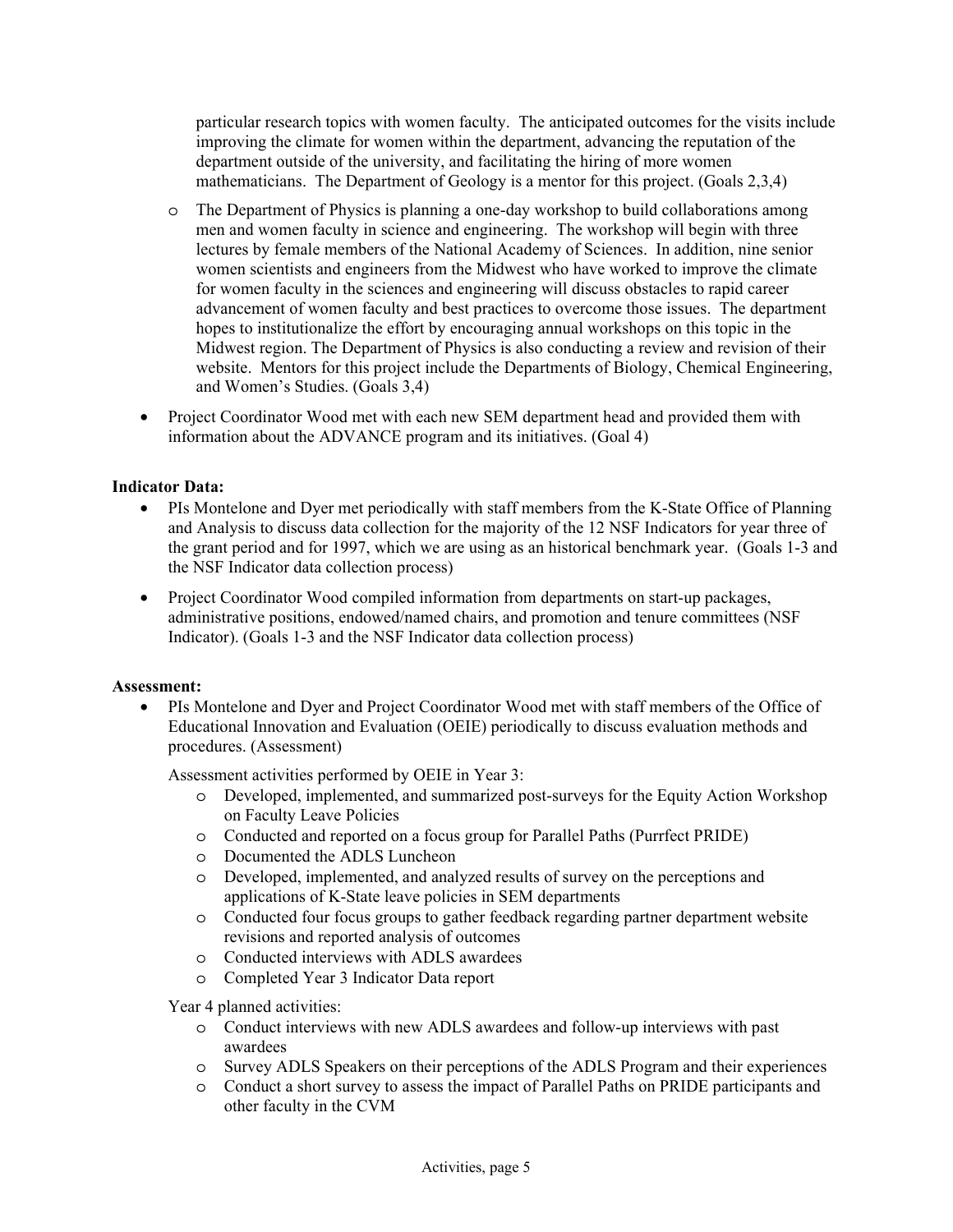particular research topics with women faculty. The anticipated outcomes for the visits include improving the climate for women within the department, advancing the reputation of the department outside of the university, and facilitating the hiring of more women mathematicians. The Department of Geology is a mentor for this project. (Goals 2,3,4)

  - The Department of Physics is planning a one-day workshop to build collaborations among men and women faculty in science and engineering. The workshop will begin with three lectures by female members of the National Academy of Sciences. In addition, nine senior women scientists and engineers from the Midwest who have worked to improve the climate for women faculty in the sciences and engineering will discuss obstacles to rapid career advancement of women faculty and best practices to overcome those issues. The department hopes to institutionalize the effort by encouraging annual workshops on this topic in the Midwest region. The Department of Physics is also conducting a review and revision of their website. Mentors for this project include the Departments of Biology, Chemical Engineering, and Women's Studies. (Goals 3,4)

- Project Coordinator Wood met with each new SEM department head and provided them with information about the ADVANCE program and its initiatives. (Goal 4)

**Indicator Data:**

- PIs Montelone and Dyer met periodically with staff members from the K-State Office of Planning and Analysis to discuss data collection for the majority of the 12 NSF Indicators for year three of the grant period and for 1997, which we are using as an historical benchmark year. (Goals 1-3 and the NSF Indicator data collection process)
- Project Coordinator Wood compiled information from departments on start-up packages, administrative positions, endowed/named chairs, and promotion and tenure committees (NSF Indicator). (Goals 1-3 and the NSF Indicator data collection process)

**Assessment:**

- PIs Montelone and Dyer and Project Coordinator Wood met with staff members of the Office of Educational Innovation and Evaluation (OEIE) periodically to discuss evaluation methods and procedures. (Assessment)

  Assessment activities performed by OEIE in Year 3:
  - Developed, implemented, and summarized post-surveys for the Equity Action Workshop on Faculty Leave Policies
  - Conducted and reported on a focus group for Parallel Paths (Purrfect PRIDE)
  - Documented the ADLS Luncheon
  - Developed, implemented, and analyzed results of survey on the perceptions and applications of K-State leave policies in SEM departments
  - Conducted four focus groups to gather feedback regarding partner department website revisions and reported analysis of outcomes
  - Conducted interviews with ADLS awardees
  - Completed Year 3 Indicator Data report

  Year 4 planned activities:
  - Conduct interviews with new ADLS awardees and follow-up interviews with past awardees
  - Survey ADLS Speakers on their perceptions of the ADLS Program and their experiences
  - Conduct a short survey to assess the impact of Parallel Paths on PRIDE participants and other faculty in the CVM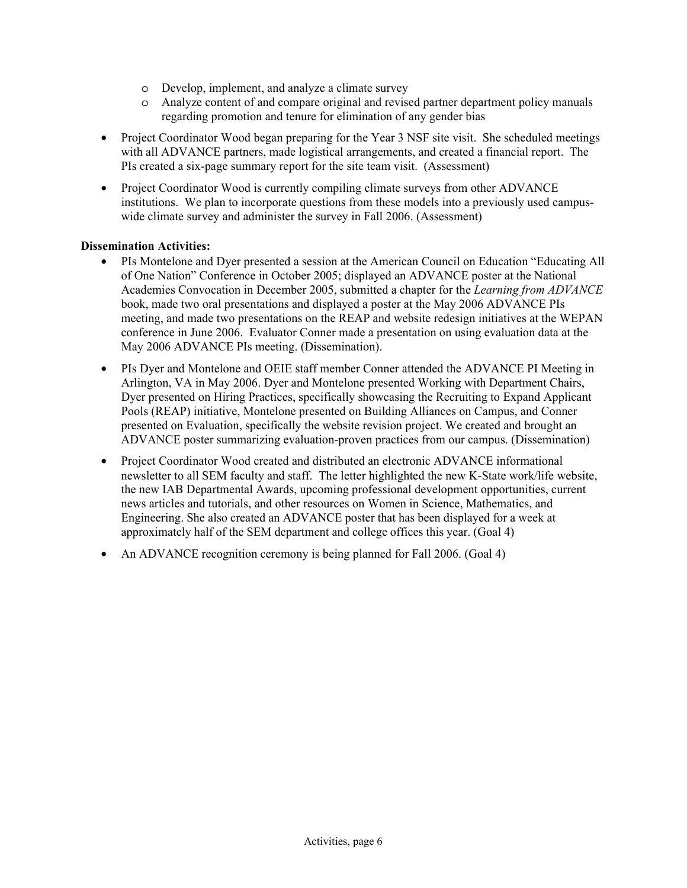- Develop, implement, and analyze a climate survey
    - Analyze content of and compare original and revised partner department policy manuals regarding promotion and tenure for elimination of any gender bias

- Project Coordinator Wood began preparing for the Year 3 NSF site visit. She scheduled meetings with all ADVANCE partners, made logistical arrangements, and created a financial report. The PIs created a six-page summary report for the site team visit. (Assessment)
- Project Coordinator Wood is currently compiling climate surveys from other ADVANCE institutions. We plan to incorporate questions from these models into a previously used campus-wide climate survey and administer the survey in Fall 2006. (Assessment)

**Dissemination Activities:**

- PIs Montelone and Dyer presented a session at the American Council on Education "Educating All of One Nation" Conference in October 2005; displayed an ADVANCE poster at the National Academies Convocation in December 2005, submitted a chapter for the *Learning from ADVANCE* book, made two oral presentations and displayed a poster at the May 2006 ADVANCE PIs meeting, and made two presentations on the REAP and website redesign initiatives at the WEPAN conference in June 2006. Evaluator Conner made a presentation on using evaluation data at the May 2006 ADVANCE PIs meeting. (Dissemination).
- PIs Dyer and Montelone and OEIE staff member Conner attended the ADVANCE PI Meeting in Arlington, VA in May 2006. Dyer and Montelone presented Working with Department Chairs, Dyer presented on Hiring Practices, specifically showcasing the Recruiting to Expand Applicant Pools (REAP) initiative, Montelone presented on Building Alliances on Campus, and Conner presented on Evaluation, specifically the website revision project. We created and brought an ADVANCE poster summarizing evaluation-proven practices from our campus. (Dissemination)
- Project Coordinator Wood created and distributed an electronic ADVANCE informational newsletter to all SEM faculty and staff. The letter highlighted the new K-State work/life website, the new IAB Departmental Awards, upcoming professional development opportunities, current news articles and tutorials, and other resources on Women in Science, Mathematics, and Engineering. She also created an ADVANCE poster that has been displayed for a week at approximately half of the SEM department and college offices this year. (Goal 4)
- An ADVANCE recognition ceremony is being planned for Fall 2006. (Goal 4)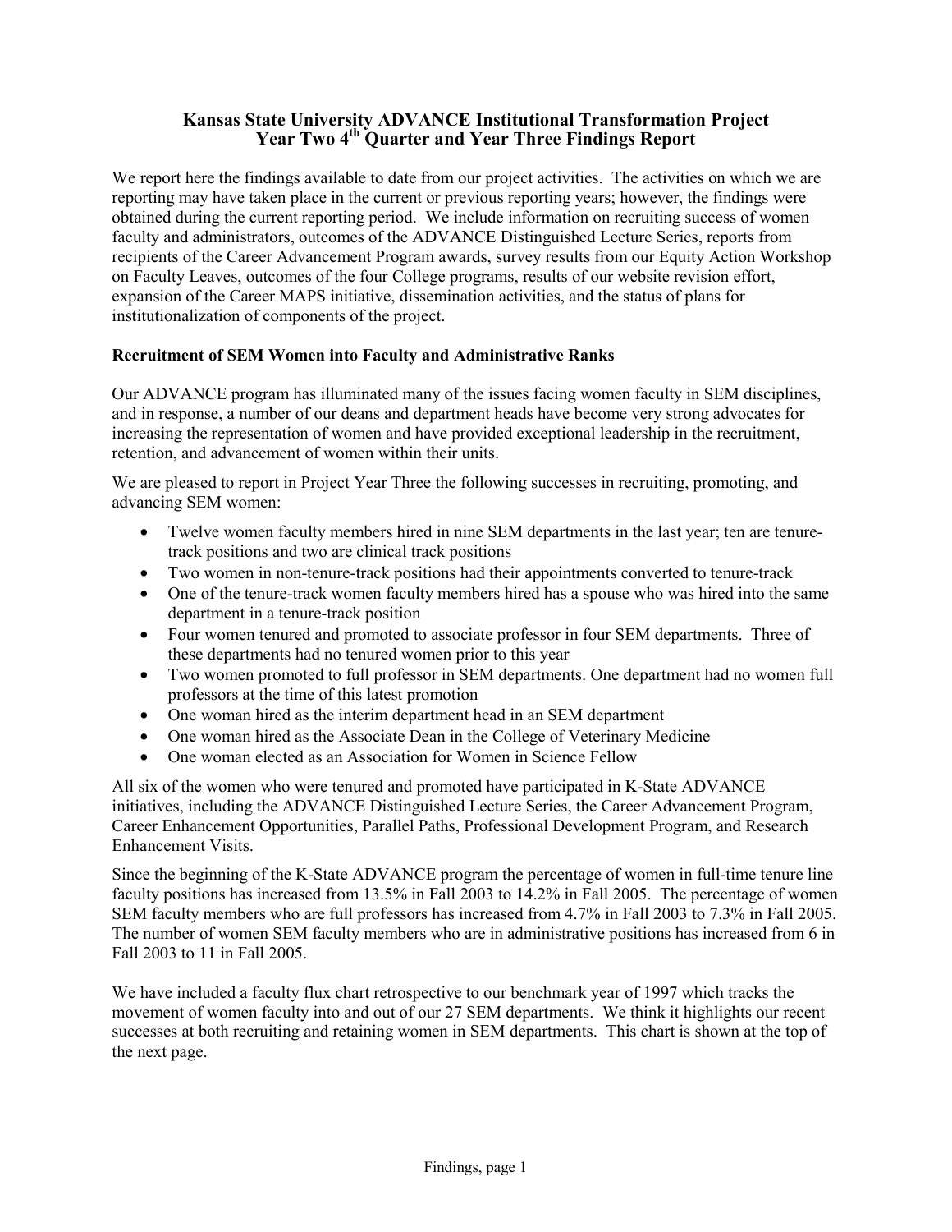# Kansas State University ADVANCE Institutional Transformation Project
## Year Two 4th Quarter and Year Three Findings Report

We report here the findings available to date from our project activities. The activities on which we are reporting may have taken place in the current or previous reporting years; however, the findings were obtained during the current reporting period. We include information on recruiting success of women faculty and administrators, outcomes of the ADVANCE Distinguished Lecture Series, reports from recipients of the Career Advancement Program awards, survey results from our Equity Action Workshop on Faculty Leaves, outcomes of the four College programs, results of our website revision effort, expansion of the Career MAPS initiative, dissemination activities, and the status of plans for institutionalization of components of the project.

### Recruitment of SEM Women into Faculty and Administrative Ranks

Our ADVANCE program has illuminated many of the issues facing women faculty in SEM disciplines, and in response, a number of our deans and department heads have become very strong advocates for increasing the representation of women and have provided exceptional leadership in the recruitment, retention, and advancement of women within their units.

We are pleased to report in Project Year Three the following successes in recruiting, promoting, and advancing SEM women:

- Twelve women faculty members hired in nine SEM departments in the last year; ten are tenure-track positions and two are clinical track positions
- Two women in non-tenure-track positions had their appointments converted to tenure-track
- One of the tenure-track women faculty members hired has a spouse who was hired into the same department in a tenure-track position
- Four women tenured and promoted to associate professor in four SEM departments. Three of these departments had no tenured women prior to this year
- Two women promoted to full professor in SEM departments. One department had no women full professors at the time of this latest promotion
- One woman hired as the interim department head in an SEM department
- One woman hired as the Associate Dean in the College of Veterinary Medicine
- One woman elected as an Association for Women in Science Fellow

All six of the women who were tenured and promoted have participated in K-State ADVANCE initiatives, including the ADVANCE Distinguished Lecture Series, the Career Advancement Program, Career Enhancement Opportunities, Parallel Paths, Professional Development Program, and Research Enhancement Visits.

Since the beginning of the K-State ADVANCE program the percentage of women in full-time tenure line faculty positions has increased from 13.5% in Fall 2003 to 14.2% in Fall 2005. The percentage of women SEM faculty members who are full professors has increased from 4.7% in Fall 2003 to 7.3% in Fall 2005. The number of women SEM faculty members who are in administrative positions has increased from 6 in Fall 2003 to 11 in Fall 2005.

We have included a faculty flux chart retrospective to our benchmark year of 1997 which tracks the movement of women faculty into and out of our 27 SEM departments. We think it highlights our recent successes at both recruiting and retaining women in SEM departments. This chart is shown at the top of the next page.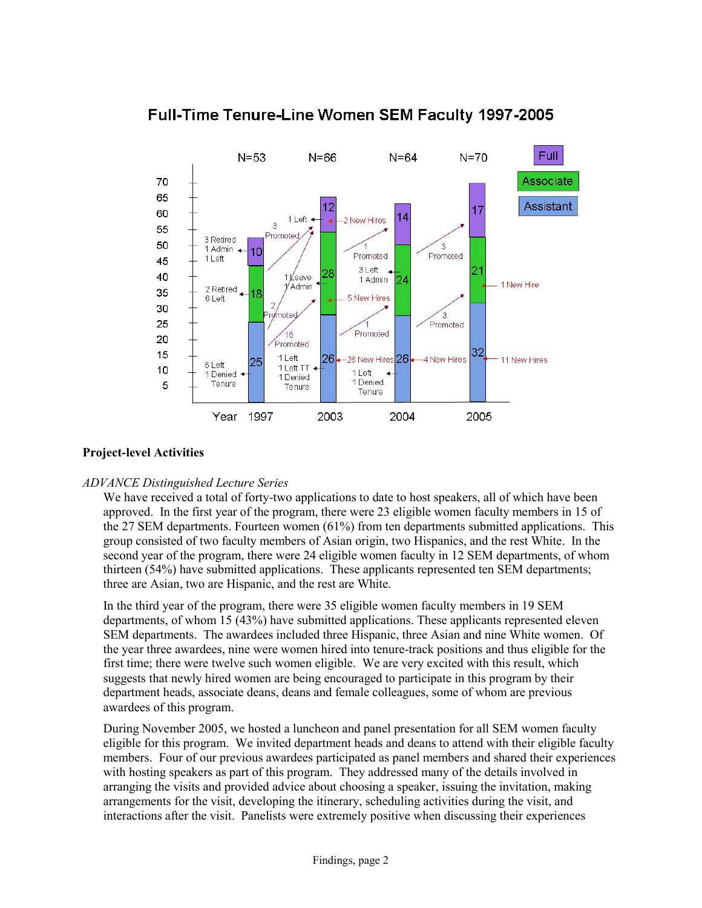## Full-Time Tenure-Line Women SEM Faculty 1997-2005

| Year | 1997 | 2003 | 2004 | 2005 |
|---|---|---|---|---|
| N | 53 | 66 | 64 | 70 |
| Full | 10 | 12 | 14 | 17 |
| Associate | 18 | 28 | 24 | 21 |
| Assistant | 25 | 26 | 26 | 32 |

Chart annotations:

- 1997 Full: 3 Retired, 1 Admin, 1 Left
- 1997 Associate: 2 Retired, 6 Left
- 1997 Assistant: 6 Left, 1 Denied Tenure
- 1997 to 2003: 3 Promoted (Associate to Full); 2 Promoted (Assistant to Full); 16 Promoted (Assistant to Associate)
- 2003 Full: 1 Left; 2 New Hires
- 2003 Associate: 1 Leave, 1 Admin; 5 New Hires
- 2003 Assistant: 1 Left, 1 Left TT, 1 Denied Tenure; 26 New Hires
- 2003 to 2004: 1 Promoted (Associate to Full); 1 Promoted (Assistant to Associate)
- 2004 Associate: 3 Left, 1 Admin
- 2004 Assistant: 1 Left, 1 Denied Tenure; 4 New Hires
- 2004 to 2005: 3 Promoted (Associate to Full); 3 Promoted (Assistant to Associate)
- 2005 Associate: 1 New Hire
- 2005 Assistant: 11 New Hires

## Project-level Activities

*ADVANCE Distinguished Lecture Series*

We have received a total of forty-two applications to date to host speakers, all of which have been approved. In the first year of the program, there were 23 eligible women faculty members in 15 of the 27 SEM departments. Fourteen women (61%) from ten departments submitted applications. This group consisted of two faculty members of Asian origin, two Hispanics, and the rest White. In the second year of the program, there were 24 eligible women faculty in 12 SEM departments, of whom thirteen (54%) have submitted applications. These applicants represented ten SEM departments; three are Asian, two are Hispanic, and the rest are White.

In the third year of the program, there were 35 eligible women faculty members in 19 SEM departments, of whom 15 (43%) have submitted applications. These applicants represented eleven SEM departments. The awardees included three Hispanic, three Asian and nine White women. Of the year three awardees, nine were women hired into tenure-track positions and thus eligible for the first time; there were twelve such women eligible. We are very excited with this result, which suggests that newly hired women are being encouraged to participate in this program by their department heads, associate deans, deans and female colleagues, some of whom are previous awardees of this program.

During November 2005, we hosted a luncheon and panel presentation for all SEM women faculty eligible for this program. We invited department heads and deans to attend with their eligible faculty members. Four of our previous awardees participated as panel members and shared their experiences with hosting speakers as part of this program. They addressed many of the details involved in arranging the visits and provided advice about choosing a speaker, issuing the invitation, making arrangements for the visit, developing the itinerary, scheduling activities during the visit, and interactions after the visit. Panelists were extremely positive when discussing their experiences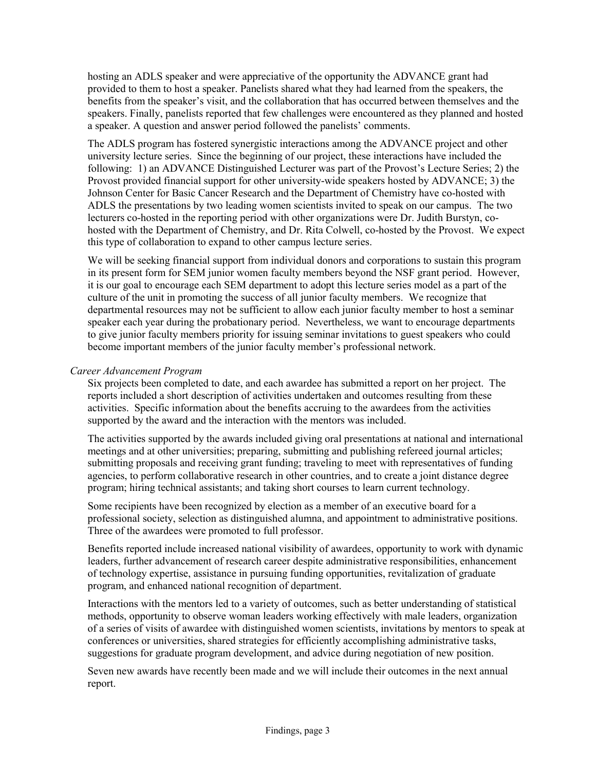hosting an ADLS speaker and were appreciative of the opportunity the ADVANCE grant had provided to them to host a speaker. Panelists shared what they had learned from the speakers, the benefits from the speaker's visit, and the collaboration that has occurred between themselves and the speakers. Finally, panelists reported that few challenges were encountered as they planned and hosted a speaker. A question and answer period followed the panelists' comments.

The ADLS program has fostered synergistic interactions among the ADVANCE project and other university lecture series. Since the beginning of our project, these interactions have included the following: 1) an ADVANCE Distinguished Lecturer was part of the Provost's Lecture Series; 2) the Provost provided financial support for other university-wide speakers hosted by ADVANCE; 3) the Johnson Center for Basic Cancer Research and the Department of Chemistry have co-hosted with ADLS the presentations by two leading women scientists invited to speak on our campus. The two lecturers co-hosted in the reporting period with other organizations were Dr. Judith Burstyn, co-hosted with the Department of Chemistry, and Dr. Rita Colwell, co-hosted by the Provost. We expect this type of collaboration to expand to other campus lecture series.

We will be seeking financial support from individual donors and corporations to sustain this program in its present form for SEM junior women faculty members beyond the NSF grant period. However, it is our goal to encourage each SEM department to adopt this lecture series model as a part of the culture of the unit in promoting the success of all junior faculty members. We recognize that departmental resources may not be sufficient to allow each junior faculty member to host a seminar speaker each year during the probationary period. Nevertheless, we want to encourage departments to give junior faculty members priority for issuing seminar invitations to guest speakers who could become important members of the junior faculty member's professional network.

*Career Advancement Program*

Six projects been completed to date, and each awardee has submitted a report on her project. The reports included a short description of activities undertaken and outcomes resulting from these activities. Specific information about the benefits accruing to the awardees from the activities supported by the award and the interaction with the mentors was included.

The activities supported by the awards included giving oral presentations at national and international meetings and at other universities; preparing, submitting and publishing refereed journal articles; submitting proposals and receiving grant funding; traveling to meet with representatives of funding agencies, to perform collaborative research in other countries, and to create a joint distance degree program; hiring technical assistants; and taking short courses to learn current technology.

Some recipients have been recognized by election as a member of an executive board for a professional society, selection as distinguished alumna, and appointment to administrative positions. Three of the awardees were promoted to full professor.

Benefits reported include increased national visibility of awardees, opportunity to work with dynamic leaders, further advancement of research career despite administrative responsibilities, enhancement of technology expertise, assistance in pursuing funding opportunities, revitalization of graduate program, and enhanced national recognition of department.

Interactions with the mentors led to a variety of outcomes, such as better understanding of statistical methods, opportunity to observe woman leaders working effectively with male leaders, organization of a series of visits of awardee with distinguished women scientists, invitations by mentors to speak at conferences or universities, shared strategies for efficiently accomplishing administrative tasks, suggestions for graduate program development, and advice during negotiation of new position.

Seven new awards have recently been made and we will include their outcomes in the next annual report.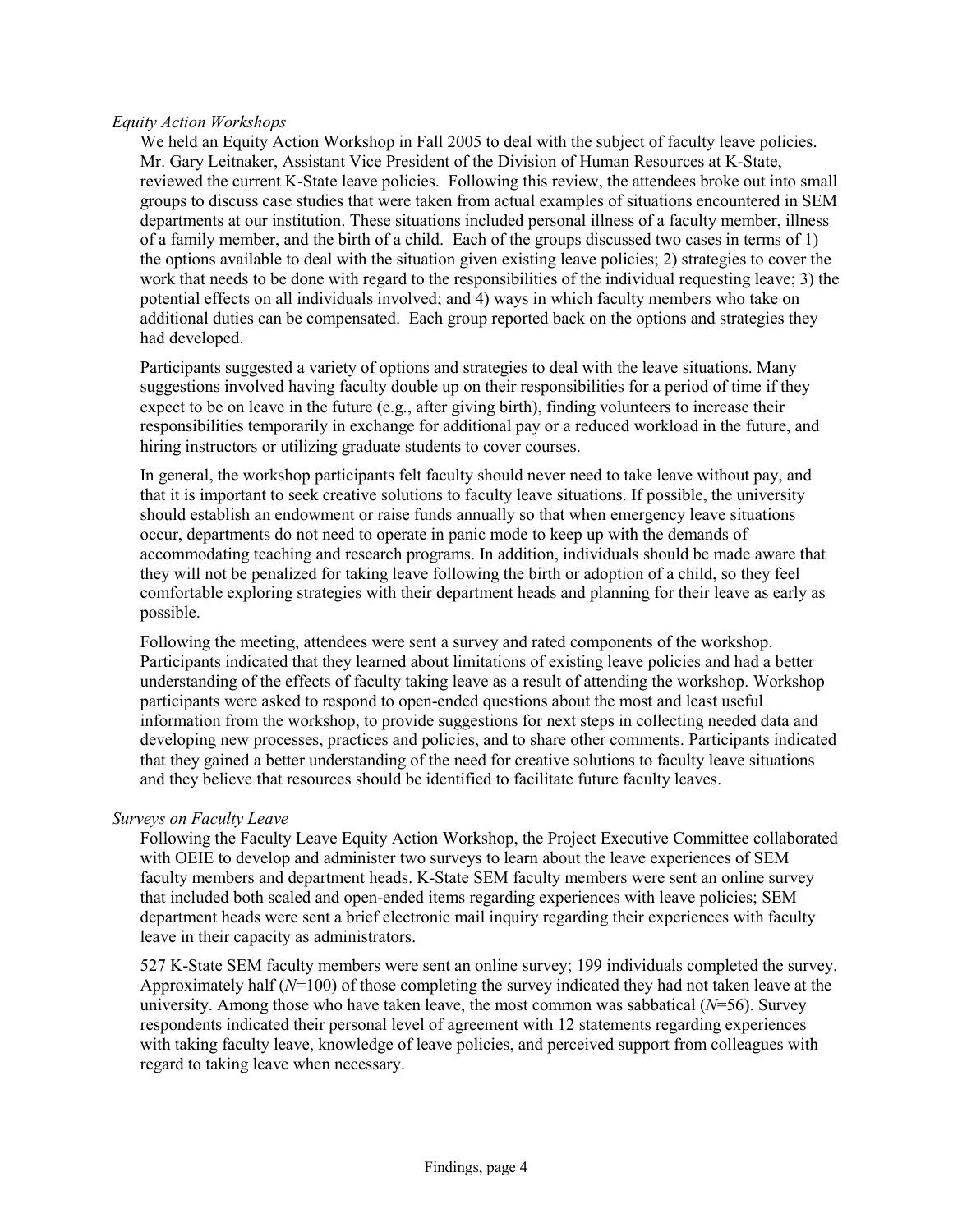*Equity Action Workshops*

We held an Equity Action Workshop in Fall 2005 to deal with the subject of faculty leave policies. Mr. Gary Leitnaker, Assistant Vice President of the Division of Human Resources at K-State, reviewed the current K-State leave policies. Following this review, the attendees broke out into small groups to discuss case studies that were taken from actual examples of situations encountered in SEM departments at our institution. These situations included personal illness of a faculty member, illness of a family member, and the birth of a child. Each of the groups discussed two cases in terms of 1) the options available to deal with the situation given existing leave policies; 2) strategies to cover the work that needs to be done with regard to the responsibilities of the individual requesting leave; 3) the potential effects on all individuals involved; and 4) ways in which faculty members who take on additional duties can be compensated. Each group reported back on the options and strategies they had developed.

Participants suggested a variety of options and strategies to deal with the leave situations. Many suggestions involved having faculty double up on their responsibilities for a period of time if they expect to be on leave in the future (e.g., after giving birth), finding volunteers to increase their responsibilities temporarily in exchange for additional pay or a reduced workload in the future, and hiring instructors or utilizing graduate students to cover courses.

In general, the workshop participants felt faculty should never need to take leave without pay, and that it is important to seek creative solutions to faculty leave situations. If possible, the university should establish an endowment or raise funds annually so that when emergency leave situations occur, departments do not need to operate in panic mode to keep up with the demands of accommodating teaching and research programs. In addition, individuals should be made aware that they will not be penalized for taking leave following the birth or adoption of a child, so they feel comfortable exploring strategies with their department heads and planning for their leave as early as possible.

Following the meeting, attendees were sent a survey and rated components of the workshop. Participants indicated that they learned about limitations of existing leave policies and had a better understanding of the effects of faculty taking leave as a result of attending the workshop. Workshop participants were asked to respond to open-ended questions about the most and least useful information from the workshop, to provide suggestions for next steps in collecting needed data and developing new processes, practices and policies, and to share other comments. Participants indicated that they gained a better understanding of the need for creative solutions to faculty leave situations and they believe that resources should be identified to facilitate future faculty leaves.

*Surveys on Faculty Leave*

Following the Faculty Leave Equity Action Workshop, the Project Executive Committee collaborated with OEIE to develop and administer two surveys to learn about the leave experiences of SEM faculty members and department heads. K-State SEM faculty members were sent an online survey that included both scaled and open-ended items regarding experiences with leave policies; SEM department heads were sent a brief electronic mail inquiry regarding their experiences with faculty leave in their capacity as administrators.

527 K-State SEM faculty members were sent an online survey; 199 individuals completed the survey. Approximately half ($N$=100) of those completing the survey indicated they had not taken leave at the university. Among those who have taken leave, the most common was sabbatical ($N$=56). Survey respondents indicated their personal level of agreement with 12 statements regarding experiences with taking faculty leave, knowledge of leave policies, and perceived support from colleagues with regard to taking leave when necessary.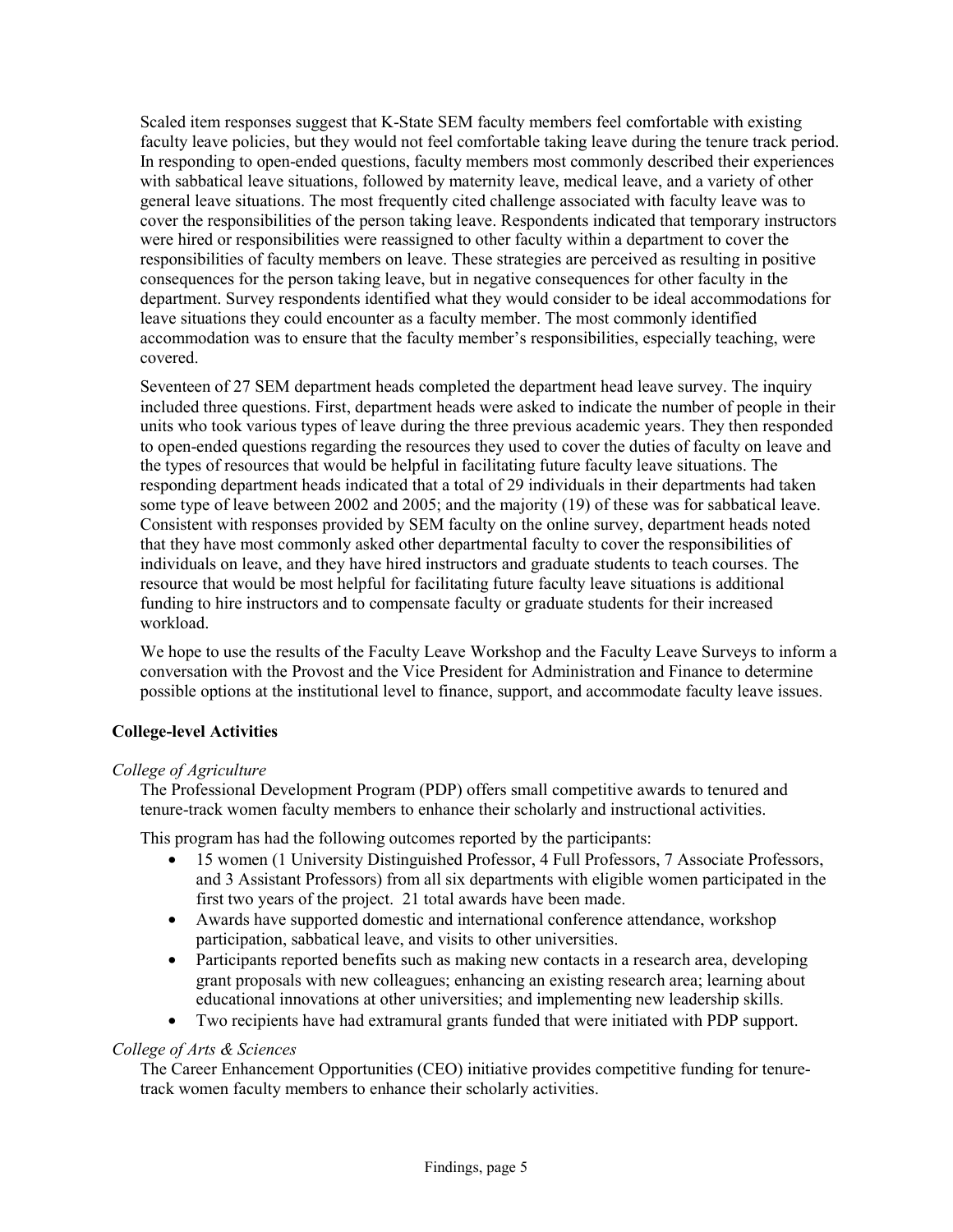Scaled item responses suggest that K-State SEM faculty members feel comfortable with existing faculty leave policies, but they would not feel comfortable taking leave during the tenure track period. In responding to open-ended questions, faculty members most commonly described their experiences with sabbatical leave situations, followed by maternity leave, medical leave, and a variety of other general leave situations. The most frequently cited challenge associated with faculty leave was to cover the responsibilities of the person taking leave. Respondents indicated that temporary instructors were hired or responsibilities were reassigned to other faculty within a department to cover the responsibilities of faculty members on leave. These strategies are perceived as resulting in positive consequences for the person taking leave, but in negative consequences for other faculty in the department. Survey respondents identified what they would consider to be ideal accommodations for leave situations they could encounter as a faculty member. The most commonly identified accommodation was to ensure that the faculty member's responsibilities, especially teaching, were covered.

Seventeen of 27 SEM department heads completed the department head leave survey. The inquiry included three questions. First, department heads were asked to indicate the number of people in their units who took various types of leave during the three previous academic years. They then responded to open-ended questions regarding the resources they used to cover the duties of faculty on leave and the types of resources that would be helpful in facilitating future faculty leave situations. The responding department heads indicated that a total of 29 individuals in their departments had taken some type of leave between 2002 and 2005; and the majority (19) of these was for sabbatical leave. Consistent with responses provided by SEM faculty on the online survey, department heads noted that they have most commonly asked other departmental faculty to cover the responsibilities of individuals on leave, and they have hired instructors and graduate students to teach courses. The resource that would be most helpful for facilitating future faculty leave situations is additional funding to hire instructors and to compensate faculty or graduate students for their increased workload.

We hope to use the results of the Faculty Leave Workshop and the Faculty Leave Surveys to inform a conversation with the Provost and the Vice President for Administration and Finance to determine possible options at the institutional level to finance, support, and accommodate faculty leave issues.

**College-level Activities**

*College of Agriculture*

The Professional Development Program (PDP) offers small competitive awards to tenured and tenure-track women faculty members to enhance their scholarly and instructional activities.

This program has had the following outcomes reported by the participants:

- 15 women (1 University Distinguished Professor, 4 Full Professors, 7 Associate Professors, and 3 Assistant Professors) from all six departments with eligible women participated in the first two years of the project. 21 total awards have been made.
- Awards have supported domestic and international conference attendance, workshop participation, sabbatical leave, and visits to other universities.
- Participants reported benefits such as making new contacts in a research area, developing grant proposals with new colleagues; enhancing an existing research area; learning about educational innovations at other universities; and implementing new leadership skills.
- Two recipients have had extramural grants funded that were initiated with PDP support.

*College of Arts & Sciences*

The Career Enhancement Opportunities (CEO) initiative provides competitive funding for tenure-track women faculty members to enhance their scholarly activities.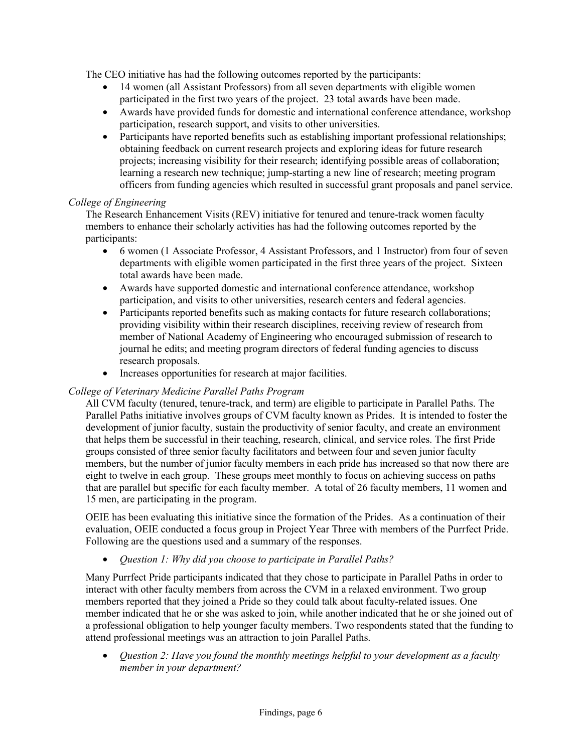The CEO initiative has had the following outcomes reported by the participants:

- 14 women (all Assistant Professors) from all seven departments with eligible women participated in the first two years of the project. 23 total awards have been made.
- Awards have provided funds for domestic and international conference attendance, workshop participation, research support, and visits to other universities.
- Participants have reported benefits such as establishing important professional relationships; obtaining feedback on current research projects and exploring ideas for future research projects; increasing visibility for their research; identifying possible areas of collaboration; learning a research new technique; jump-starting a new line of research; meeting program officers from funding agencies which resulted in successful grant proposals and panel service.

*College of Engineering*

The Research Enhancement Visits (REV) initiative for tenured and tenure-track women faculty members to enhance their scholarly activities has had the following outcomes reported by the participants:

- 6 women (1 Associate Professor, 4 Assistant Professors, and 1 Instructor) from four of seven departments with eligible women participated in the first three years of the project. Sixteen total awards have been made.
- Awards have supported domestic and international conference attendance, workshop participation, and visits to other universities, research centers and federal agencies.
- Participants reported benefits such as making contacts for future research collaborations; providing visibility within their research disciplines, receiving review of research from member of National Academy of Engineering who encouraged submission of research to journal he edits; and meeting program directors of federal funding agencies to discuss research proposals.
- Increases opportunities for research at major facilities.

*College of Veterinary Medicine Parallel Paths Program*

All CVM faculty (tenured, tenure-track, and term) are eligible to participate in Parallel Paths. The Parallel Paths initiative involves groups of CVM faculty known as Prides. It is intended to foster the development of junior faculty, sustain the productivity of senior faculty, and create an environment that helps them be successful in their teaching, research, clinical, and service roles. The first Pride groups consisted of three senior faculty facilitators and between four and seven junior faculty members, but the number of junior faculty members in each pride has increased so that now there are eight to twelve in each group. These groups meet monthly to focus on achieving success on paths that are parallel but specific for each faculty member. A total of 26 faculty members, 11 women and 15 men, are participating in the program.

OEIE has been evaluating this initiative since the formation of the Prides. As a continuation of their evaluation, OEIE conducted a focus group in Project Year Three with members of the Purrfect Pride. Following are the questions used and a summary of the responses.

- *Question 1: Why did you choose to participate in Parallel Paths?*

Many Purrfect Pride participants indicated that they chose to participate in Parallel Paths in order to interact with other faculty members from across the CVM in a relaxed environment. Two group members reported that they joined a Pride so they could talk about faculty-related issues. One member indicated that he or she was asked to join, while another indicated that he or she joined out of a professional obligation to help younger faculty members. Two respondents stated that the funding to attend professional meetings was an attraction to join Parallel Paths.

- *Question 2: Have you found the monthly meetings helpful to your development as a faculty member in your department?*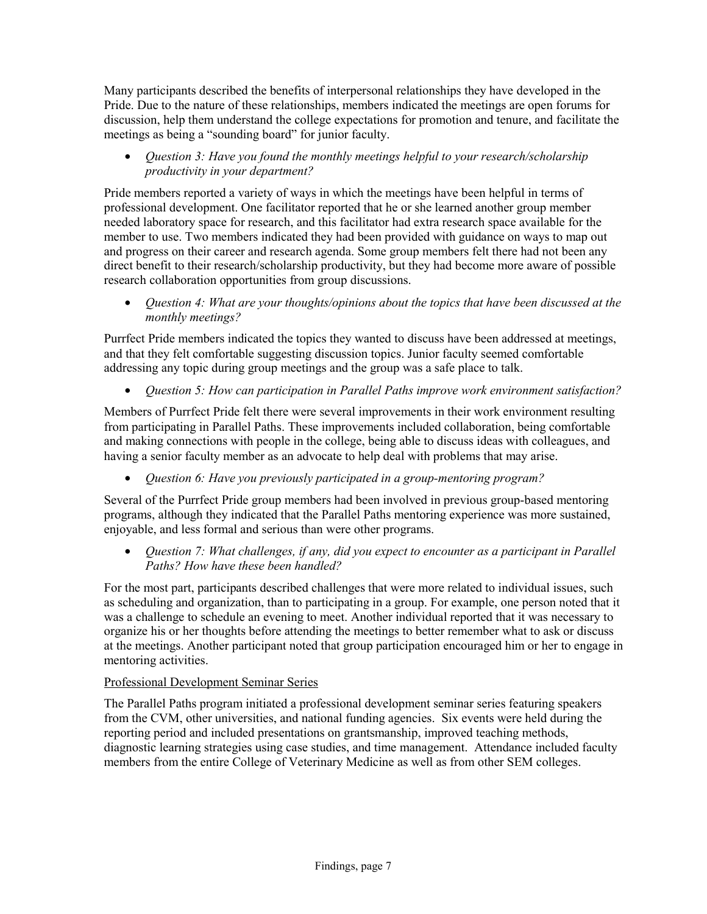Many participants described the benefits of interpersonal relationships they have developed in the Pride. Due to the nature of these relationships, members indicated the meetings are open forums for discussion, help them understand the college expectations for promotion and tenure, and facilitate the meetings as being a "sounding board" for junior faculty.

- *Question 3: Have you found the monthly meetings helpful to your research/scholarship productivity in your department?*

Pride members reported a variety of ways in which the meetings have been helpful in terms of professional development. One facilitator reported that he or she learned another group member needed laboratory space for research, and this facilitator had extra research space available for the member to use. Two members indicated they had been provided with guidance on ways to map out and progress on their career and research agenda. Some group members felt there had not been any direct benefit to their research/scholarship productivity, but they had become more aware of possible research collaboration opportunities from group discussions.

- *Question 4: What are your thoughts/opinions about the topics that have been discussed at the monthly meetings?*

Purrfect Pride members indicated the topics they wanted to discuss have been addressed at meetings, and that they felt comfortable suggesting discussion topics. Junior faculty seemed comfortable addressing any topic during group meetings and the group was a safe place to talk.

- *Question 5: How can participation in Parallel Paths improve work environment satisfaction?*

Members of Purrfect Pride felt there were several improvements in their work environment resulting from participating in Parallel Paths. These improvements included collaboration, being comfortable and making connections with people in the college, being able to discuss ideas with colleagues, and having a senior faculty member as an advocate to help deal with problems that may arise.

- *Question 6: Have you previously participated in a group-mentoring program?*

Several of the Purrfect Pride group members had been involved in previous group-based mentoring programs, although they indicated that the Parallel Paths mentoring experience was more sustained, enjoyable, and less formal and serious than were other programs.

- *Question 7: What challenges, if any, did you expect to encounter as a participant in Parallel Paths? How have these been handled?*

For the most part, participants described challenges that were more related to individual issues, such as scheduling and organization, than to participating in a group. For example, one person noted that it was a challenge to schedule an evening to meet. Another individual reported that it was necessary to organize his or her thoughts before attending the meetings to better remember what to ask or discuss at the meetings. Another participant noted that group participation encouraged him or her to engage in mentoring activities.

Professional Development Seminar Series

The Parallel Paths program initiated a professional development seminar series featuring speakers from the CVM, other universities, and national funding agencies. Six events were held during the reporting period and included presentations on grantsmanship, improved teaching methods, diagnostic learning strategies using case studies, and time management. Attendance included faculty members from the entire College of Veterinary Medicine as well as from other SEM colleges.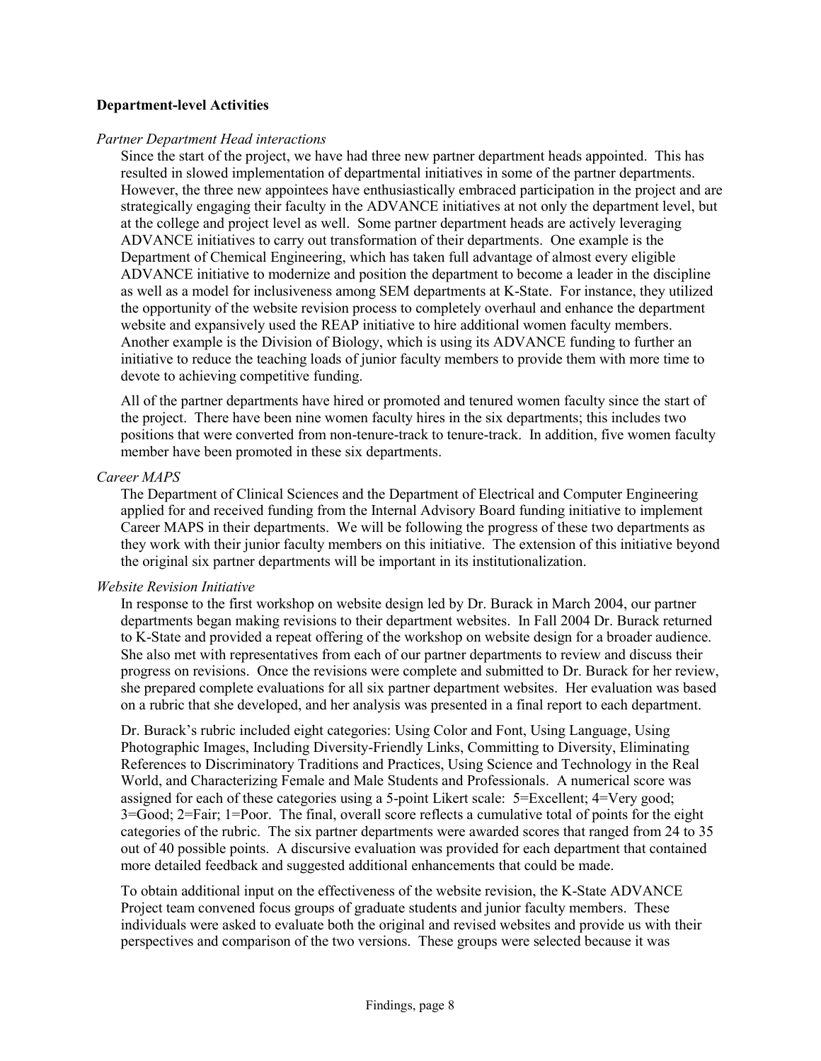**Department-level Activities**

*Partner Department Head interactions*

Since the start of the project, we have had three new partner department heads appointed. This has resulted in slowed implementation of departmental initiatives in some of the partner departments. However, the three new appointees have enthusiastically embraced participation in the project and are strategically engaging their faculty in the ADVANCE initiatives at not only the department level, but at the college and project level as well. Some partner department heads are actively leveraging ADVANCE initiatives to carry out transformation of their departments. One example is the Department of Chemical Engineering, which has taken full advantage of almost every eligible ADVANCE initiative to modernize and position the department to become a leader in the discipline as well as a model for inclusiveness among SEM departments at K-State. For instance, they utilized the opportunity of the website revision process to completely overhaul and enhance the department website and expansively used the REAP initiative to hire additional women faculty members. Another example is the Division of Biology, which is using its ADVANCE funding to further an initiative to reduce the teaching loads of junior faculty members to provide them with more time to devote to achieving competitive funding.

All of the partner departments have hired or promoted and tenured women faculty since the start of the project. There have been nine women faculty hires in the six departments; this includes two positions that were converted from non-tenure-track to tenure-track. In addition, five women faculty member have been promoted in these six departments.

*Career MAPS*

The Department of Clinical Sciences and the Department of Electrical and Computer Engineering applied for and received funding from the Internal Advisory Board funding initiative to implement Career MAPS in their departments. We will be following the progress of these two departments as they work with their junior faculty members on this initiative. The extension of this initiative beyond the original six partner departments will be important in its institutionalization.

*Website Revision Initiative*

In response to the first workshop on website design led by Dr. Burack in March 2004, our partner departments began making revisions to their department websites. In Fall 2004 Dr. Burack returned to K-State and provided a repeat offering of the workshop on website design for a broader audience. She also met with representatives from each of our partner departments to review and discuss their progress on revisions. Once the revisions were complete and submitted to Dr. Burack for her review, she prepared complete evaluations for all six partner department websites. Her evaluation was based on a rubric that she developed, and her analysis was presented in a final report to each department.

Dr. Burack's rubric included eight categories: Using Color and Font, Using Language, Using Photographic Images, Including Diversity-Friendly Links, Committing to Diversity, Eliminating References to Discriminatory Traditions and Practices, Using Science and Technology in the Real World, and Characterizing Female and Male Students and Professionals. A numerical score was assigned for each of these categories using a 5-point Likert scale: 5=Excellent; 4=Very good; 3=Good; 2=Fair; 1=Poor. The final, overall score reflects a cumulative total of points for the eight categories of the rubric. The six partner departments were awarded scores that ranged from 24 to 35 out of 40 possible points. A discursive evaluation was provided for each department that contained more detailed feedback and suggested additional enhancements that could be made.

To obtain additional input on the effectiveness of the website revision, the K-State ADVANCE Project team convened focus groups of graduate students and junior faculty members. These individuals were asked to evaluate both the original and revised websites and provide us with their perspectives and comparison of the two versions. These groups were selected because it was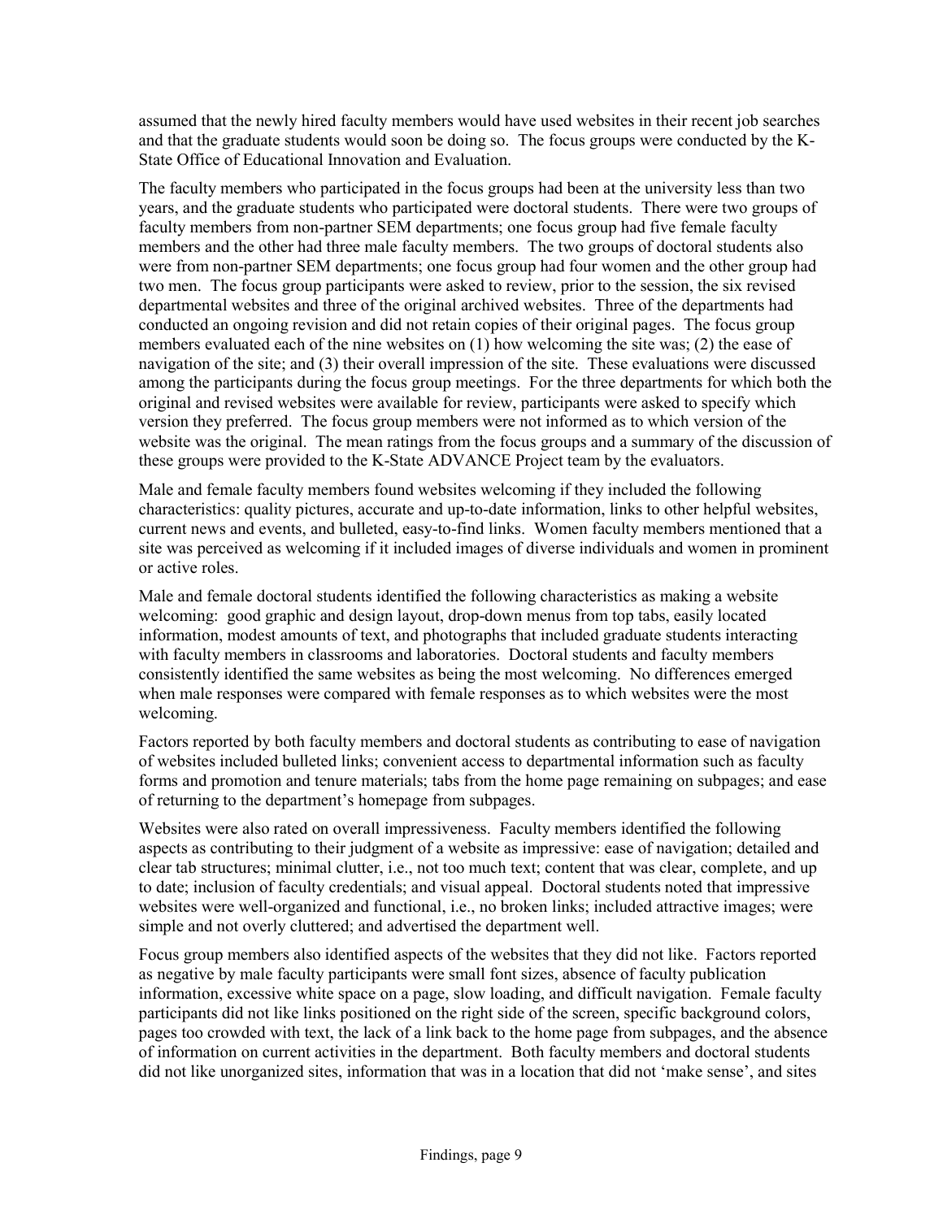assumed that the newly hired faculty members would have used websites in their recent job searches and that the graduate students would soon be doing so. The focus groups were conducted by the K-State Office of Educational Innovation and Evaluation.

The faculty members who participated in the focus groups had been at the university less than two years, and the graduate students who participated were doctoral students. There were two groups of faculty members from non-partner SEM departments; one focus group had five female faculty members and the other had three male faculty members. The two groups of doctoral students also were from non-partner SEM departments; one focus group had four women and the other group had two men. The focus group participants were asked to review, prior to the session, the six revised departmental websites and three of the original archived websites. Three of the departments had conducted an ongoing revision and did not retain copies of their original pages. The focus group members evaluated each of the nine websites on (1) how welcoming the site was; (2) the ease of navigation of the site; and (3) their overall impression of the site. These evaluations were discussed among the participants during the focus group meetings. For the three departments for which both the original and revised websites were available for review, participants were asked to specify which version they preferred. The focus group members were not informed as to which version of the website was the original. The mean ratings from the focus groups and a summary of the discussion of these groups were provided to the K-State ADVANCE Project team by the evaluators.

Male and female faculty members found websites welcoming if they included the following characteristics: quality pictures, accurate and up-to-date information, links to other helpful websites, current news and events, and bulleted, easy-to-find links. Women faculty members mentioned that a site was perceived as welcoming if it included images of diverse individuals and women in prominent or active roles.

Male and female doctoral students identified the following characteristics as making a website welcoming: good graphic and design layout, drop-down menus from top tabs, easily located information, modest amounts of text, and photographs that included graduate students interacting with faculty members in classrooms and laboratories. Doctoral students and faculty members consistently identified the same websites as being the most welcoming. No differences emerged when male responses were compared with female responses as to which websites were the most welcoming.

Factors reported by both faculty members and doctoral students as contributing to ease of navigation of websites included bulleted links; convenient access to departmental information such as faculty forms and promotion and tenure materials; tabs from the home page remaining on subpages; and ease of returning to the department's homepage from subpages.

Websites were also rated on overall impressiveness. Faculty members identified the following aspects as contributing to their judgment of a website as impressive: ease of navigation; detailed and clear tab structures; minimal clutter, i.e., not too much text; content that was clear, complete, and up to date; inclusion of faculty credentials; and visual appeal. Doctoral students noted that impressive websites were well-organized and functional, i.e., no broken links; included attractive images; were simple and not overly cluttered; and advertised the department well.

Focus group members also identified aspects of the websites that they did not like. Factors reported as negative by male faculty participants were small font sizes, absence of faculty publication information, excessive white space on a page, slow loading, and difficult navigation. Female faculty participants did not like links positioned on the right side of the screen, specific background colors, pages too crowded with text, the lack of a link back to the home page from subpages, and the absence of information on current activities in the department. Both faculty members and doctoral students did not like unorganized sites, information that was in a location that did not 'make sense', and sites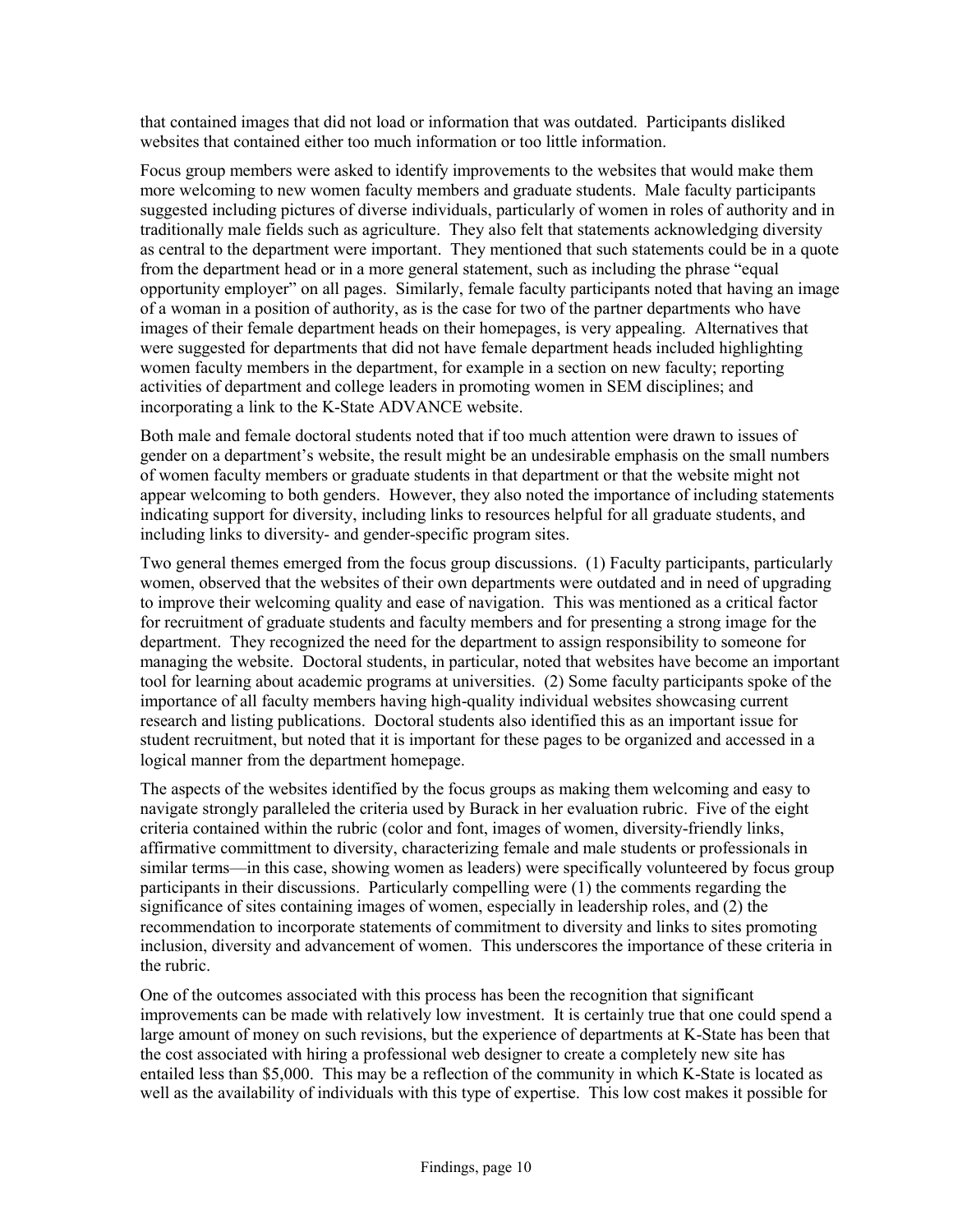that contained images that did not load or information that was outdated. Participants disliked websites that contained either too much information or too little information.

Focus group members were asked to identify improvements to the websites that would make them more welcoming to new women faculty members and graduate students. Male faculty participants suggested including pictures of diverse individuals, particularly of women in roles of authority and in traditionally male fields such as agriculture. They also felt that statements acknowledging diversity as central to the department were important. They mentioned that such statements could be in a quote from the department head or in a more general statement, such as including the phrase "equal opportunity employer" on all pages. Similarly, female faculty participants noted that having an image of a woman in a position of authority, as is the case for two of the partner departments who have images of their female department heads on their homepages, is very appealing. Alternatives that were suggested for departments that did not have female department heads included highlighting women faculty members in the department, for example in a section on new faculty; reporting activities of department and college leaders in promoting women in SEM disciplines; and incorporating a link to the K-State ADVANCE website.

Both male and female doctoral students noted that if too much attention were drawn to issues of gender on a department's website, the result might be an undesirable emphasis on the small numbers of women faculty members or graduate students in that department or that the website might not appear welcoming to both genders. However, they also noted the importance of including statements indicating support for diversity, including links to resources helpful for all graduate students, and including links to diversity- and gender-specific program sites.

Two general themes emerged from the focus group discussions. (1) Faculty participants, particularly women, observed that the websites of their own departments were outdated and in need of upgrading to improve their welcoming quality and ease of navigation. This was mentioned as a critical factor for recruitment of graduate students and faculty members and for presenting a strong image for the department. They recognized the need for the department to assign responsibility to someone for managing the website. Doctoral students, in particular, noted that websites have become an important tool for learning about academic programs at universities. (2) Some faculty participants spoke of the importance of all faculty members having high-quality individual websites showcasing current research and listing publications. Doctoral students also identified this as an important issue for student recruitment, but noted that it is important for these pages to be organized and accessed in a logical manner from the department homepage.

The aspects of the websites identified by the focus groups as making them welcoming and easy to navigate strongly paralleled the criteria used by Burack in her evaluation rubric. Five of the eight criteria contained within the rubric (color and font, images of women, diversity-friendly links, affirmative committment to diversity, characterizing female and male students or professionals in similar terms—in this case, showing women as leaders) were specifically volunteered by focus group participants in their discussions. Particularly compelling were (1) the comments regarding the significance of sites containing images of women, especially in leadership roles, and (2) the recommendation to incorporate statements of commitment to diversity and links to sites promoting inclusion, diversity and advancement of women. This underscores the importance of these criteria in the rubric.

One of the outcomes associated with this process has been the recognition that significant improvements can be made with relatively low investment. It is certainly true that one could spend a large amount of money on such revisions, but the experience of departments at K-State has been that the cost associated with hiring a professional web designer to create a completely new site has entailed less than $5,000. This may be a reflection of the community in which K-State is located as well as the availability of individuals with this type of expertise. This low cost makes it possible for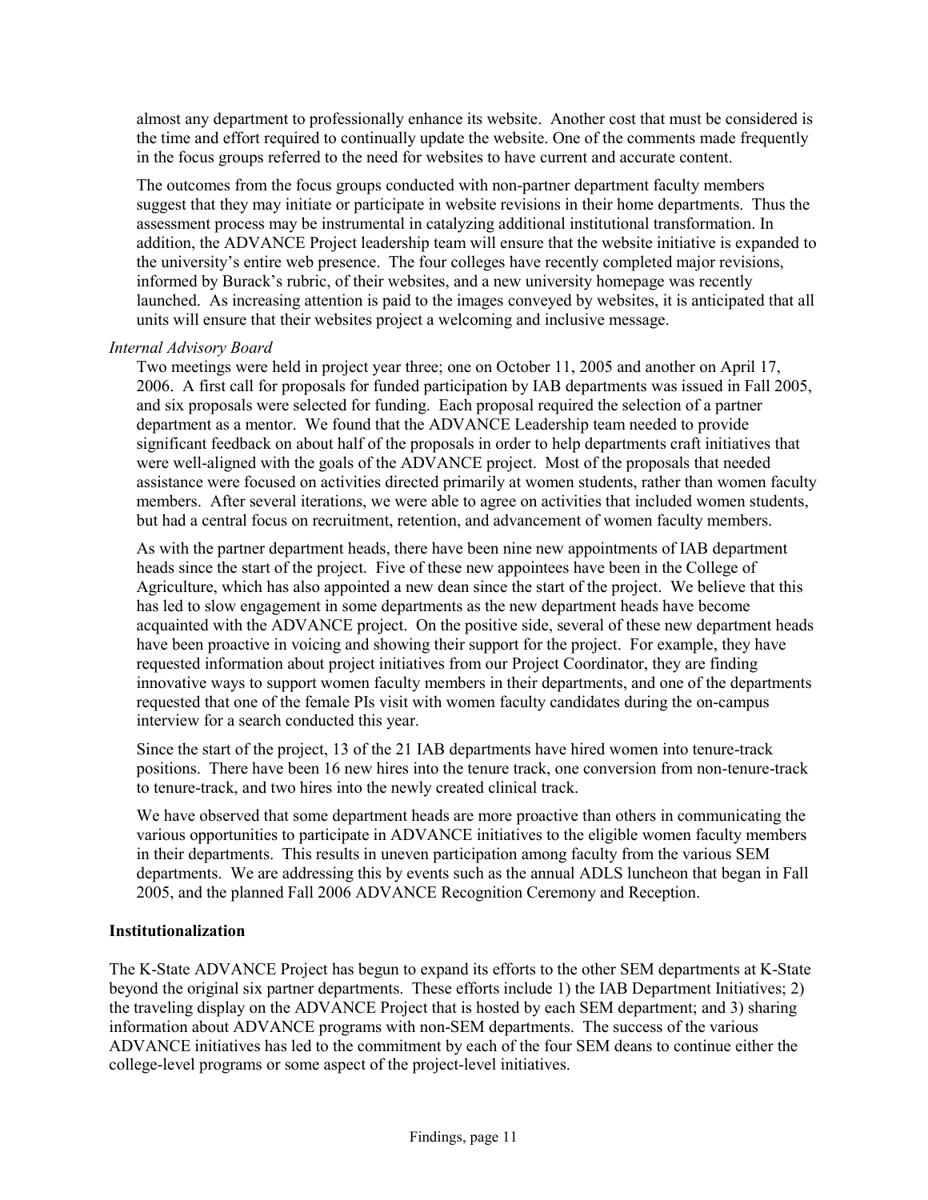almost any department to professionally enhance its website. Another cost that must be considered is the time and effort required to continually update the website. One of the comments made frequently in the focus groups referred to the need for websites to have current and accurate content.

The outcomes from the focus groups conducted with non-partner department faculty members suggest that they may initiate or participate in website revisions in their home departments. Thus the assessment process may be instrumental in catalyzing additional institutional transformation. In addition, the ADVANCE Project leadership team will ensure that the website initiative is expanded to the university's entire web presence. The four colleges have recently completed major revisions, informed by Burack's rubric, of their websites, and a new university homepage was recently launched. As increasing attention is paid to the images conveyed by websites, it is anticipated that all units will ensure that their websites project a welcoming and inclusive message.

*Internal Advisory Board*

Two meetings were held in project year three; one on October 11, 2005 and another on April 17, 2006. A first call for proposals for funded participation by IAB departments was issued in Fall 2005, and six proposals were selected for funding. Each proposal required the selection of a partner department as a mentor. We found that the ADVANCE Leadership team needed to provide significant feedback on about half of the proposals in order to help departments craft initiatives that were well-aligned with the goals of the ADVANCE project. Most of the proposals that needed assistance were focused on activities directed primarily at women students, rather than women faculty members. After several iterations, we were able to agree on activities that included women students, but had a central focus on recruitment, retention, and advancement of women faculty members.

As with the partner department heads, there have been nine new appointments of IAB department heads since the start of the project. Five of these new appointees have been in the College of Agriculture, which has also appointed a new dean since the start of the project. We believe that this has led to slow engagement in some departments as the new department heads have become acquainted with the ADVANCE project. On the positive side, several of these new department heads have been proactive in voicing and showing their support for the project. For example, they have requested information about project initiatives from our Project Coordinator, they are finding innovative ways to support women faculty members in their departments, and one of the departments requested that one of the female PIs visit with women faculty candidates during the on-campus interview for a search conducted this year.

Since the start of the project, 13 of the 21 IAB departments have hired women into tenure-track positions. There have been 16 new hires into the tenure track, one conversion from non-tenure-track to tenure-track, and two hires into the newly created clinical track.

We have observed that some department heads are more proactive than others in communicating the various opportunities to participate in ADVANCE initiatives to the eligible women faculty members in their departments. This results in uneven participation among faculty from the various SEM departments. We are addressing this by events such as the annual ADLS luncheon that began in Fall 2005, and the planned Fall 2006 ADVANCE Recognition Ceremony and Reception.

**Institutionalization**

The K-State ADVANCE Project has begun to expand its efforts to the other SEM departments at K-State beyond the original six partner departments. These efforts include 1) the IAB Department Initiatives; 2) the traveling display on the ADVANCE Project that is hosted by each SEM department; and 3) sharing information about ADVANCE programs with non-SEM departments. The success of the various ADVANCE initiatives has led to the commitment by each of the four SEM deans to continue either the college-level programs or some aspect of the project-level initiatives.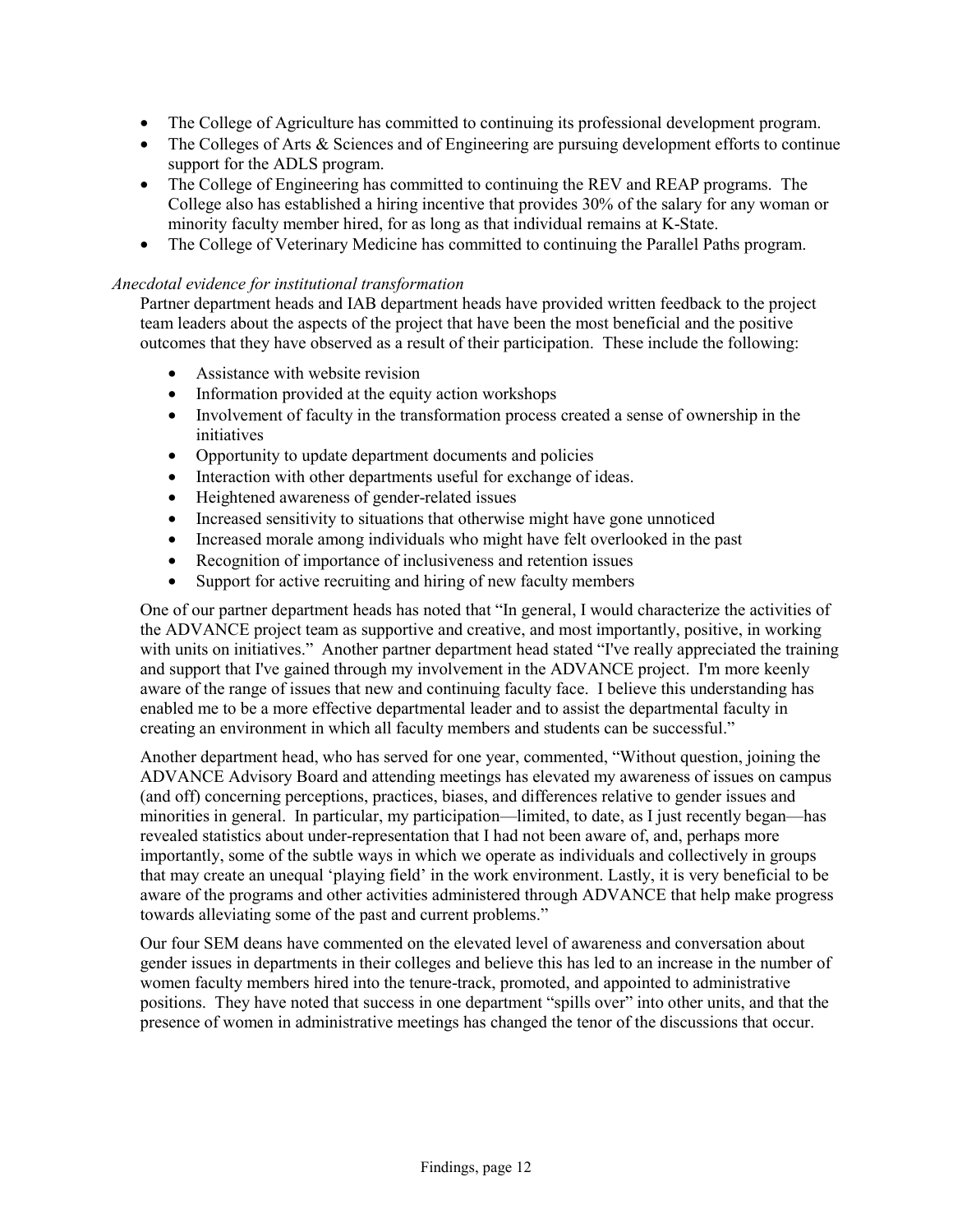- The College of Agriculture has committed to continuing its professional development program.
- The Colleges of Arts & Sciences and of Engineering are pursuing development efforts to continue support for the ADLS program.
- The College of Engineering has committed to continuing the REV and REAP programs. The College also has established a hiring incentive that provides 30% of the salary for any woman or minority faculty member hired, for as long as that individual remains at K-State.
- The College of Veterinary Medicine has committed to continuing the Parallel Paths program.

*Anecdotal evidence for institutional transformation*

Partner department heads and IAB department heads have provided written feedback to the project team leaders about the aspects of the project that have been the most beneficial and the positive outcomes that they have observed as a result of their participation. These include the following:

- Assistance with website revision
- Information provided at the equity action workshops
- Involvement of faculty in the transformation process created a sense of ownership in the initiatives
- Opportunity to update department documents and policies
- Interaction with other departments useful for exchange of ideas.
- Heightened awareness of gender-related issues
- Increased sensitivity to situations that otherwise might have gone unnoticed
- Increased morale among individuals who might have felt overlooked in the past
- Recognition of importance of inclusiveness and retention issues
- Support for active recruiting and hiring of new faculty members

One of our partner department heads has noted that "In general, I would characterize the activities of the ADVANCE project team as supportive and creative, and most importantly, positive, in working with units on initiatives." Another partner department head stated "I've really appreciated the training and support that I've gained through my involvement in the ADVANCE project. I'm more keenly aware of the range of issues that new and continuing faculty face. I believe this understanding has enabled me to be a more effective departmental leader and to assist the departmental faculty in creating an environment in which all faculty members and students can be successful."

Another department head, who has served for one year, commented, "Without question, joining the ADVANCE Advisory Board and attending meetings has elevated my awareness of issues on campus (and off) concerning perceptions, practices, biases, and differences relative to gender issues and minorities in general. In particular, my participation—limited, to date, as I just recently began—has revealed statistics about under-representation that I had not been aware of, and, perhaps more importantly, some of the subtle ways in which we operate as individuals and collectively in groups that may create an unequal 'playing field' in the work environment. Lastly, it is very beneficial to be aware of the programs and other activities administered through ADVANCE that help make progress towards alleviating some of the past and current problems."

Our four SEM deans have commented on the elevated level of awareness and conversation about gender issues in departments in their colleges and believe this has led to an increase in the number of women faculty members hired into the tenure-track, promoted, and appointed to administrative positions. They have noted that success in one department "spills over" into other units, and that the presence of women in administrative meetings has changed the tenor of the discussions that occur.